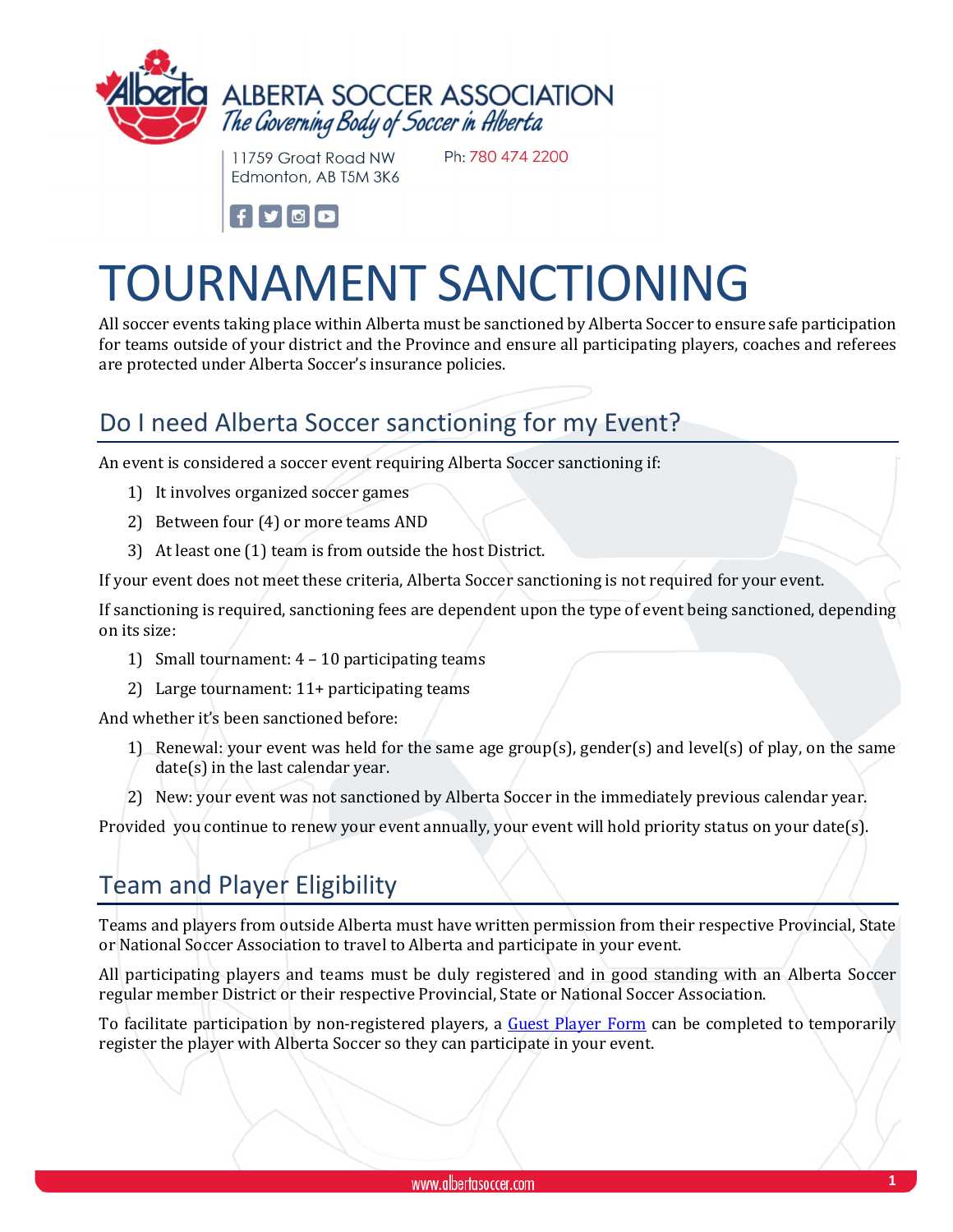ALBERTA SOCCER ASSOCIATION
*The Governing Body of Soccer in Alberta*

11759 Groat Road NW
Edmonton, AB T5M 3K6

Ph: 780 474 2200

# TOURNAMENT SANCTIONING

All soccer events taking place within Alberta must be sanctioned by Alberta Soccer to ensure safe participation for teams outside of your district and the Province and ensure all participating players, coaches and referees are protected under Alberta Soccer's insurance policies.

## Do I need Alberta Soccer sanctioning for my Event?

An event is considered a soccer event requiring Alberta Soccer sanctioning if:

1) It involves organized soccer games
2) Between four (4) or more teams AND
3) At least one (1) team is from outside the host District.

If your event does not meet these criteria, Alberta Soccer sanctioning is not required for your event.

If sanctioning is required, sanctioning fees are dependent upon the type of event being sanctioned, depending on its size:

1) Small tournament: 4 – 10 participating teams
2) Large tournament: 11+ participating teams

And whether it's been sanctioned before:

1) Renewal: your event was held for the same age group(s), gender(s) and level(s) of play, on the same date(s) in the last calendar year.
2) New: your event was not sanctioned by Alberta Soccer in the immediately previous calendar year.

Provided you continue to renew your event annually, your event will hold priority status on your date(s).

## Team and Player Eligibility

Teams and players from outside Alberta must have written permission from their respective Provincial, State or National Soccer Association to travel to Alberta and participate in your event.

All participating players and teams must be duly registered and in good standing with an Alberta Soccer regular member District or their respective Provincial, State or National Soccer Association.

To facilitate participation by non-registered players, a Guest Player Form can be completed to temporarily register the player with Alberta Soccer so they can participate in your event.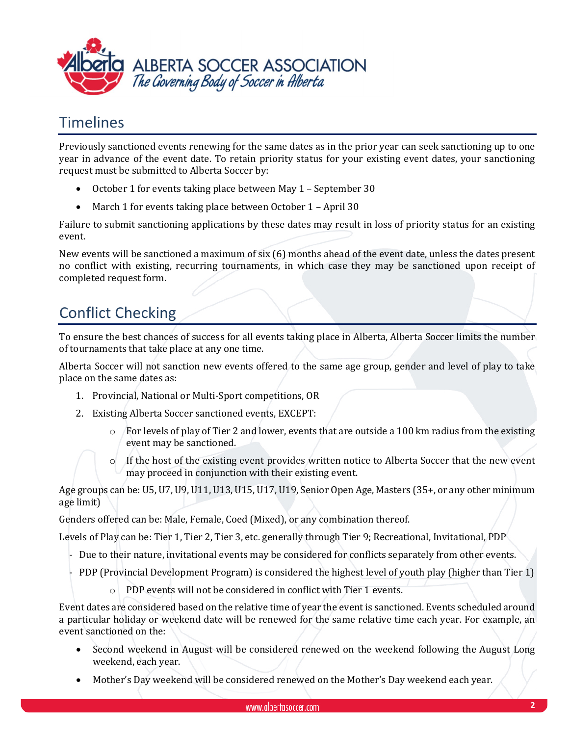## Timelines

Previously sanctioned events renewing for the same dates as in the prior year can seek sanctioning up to one year in advance of the event date. To retain priority status for your existing event dates, your sanctioning request must be submitted to Alberta Soccer by:

- October 1 for events taking place between May 1 – September 30
- March 1 for events taking place between October 1 – April 30

Failure to submit sanctioning applications by these dates may result in loss of priority status for an existing event.

New events will be sanctioned a maximum of six (6) months ahead of the event date, unless the dates present no conflict with existing, recurring tournaments, in which case they may be sanctioned upon receipt of completed request form.

## Conflict Checking

To ensure the best chances of success for all events taking place in Alberta, Alberta Soccer limits the number of tournaments that take place at any one time.

Alberta Soccer will not sanction new events offered to the same age group, gender and level of play to take place on the same dates as:

1. Provincial, National or Multi-Sport competitions, OR
2. Existing Alberta Soccer sanctioned events, EXCEPT:
    - For levels of play of Tier 2 and lower, events that are outside a 100 km radius from the existing event may be sanctioned.
    - If the host of the existing event provides written notice to Alberta Soccer that the new event may proceed in conjunction with their existing event.

Age groups can be: U5, U7, U9, U11, U13, U15, U17, U19, Senior Open Age, Masters (35+, or any other minimum age limit)

Genders offered can be: Male, Female, Coed (Mixed), or any combination thereof.

Levels of Play can be: Tier 1, Tier 2, Tier 3, etc. generally through Tier 9; Recreational, Invitational, PDP

- Due to their nature, invitational events may be considered for conflicts separately from other events.
- PDP (Provincial Development Program) is considered the highest level of youth play (higher than Tier 1)
    - PDP events will not be considered in conflict with Tier 1 events.

Event dates are considered based on the relative time of year the event is sanctioned. Events scheduled around a particular holiday or weekend date will be renewed for the same relative time each year. For example, an event sanctioned on the:

- Second weekend in August will be considered renewed on the weekend following the August Long weekend, each year.
- Mother's Day weekend will be considered renewed on the Mother's Day weekend each year.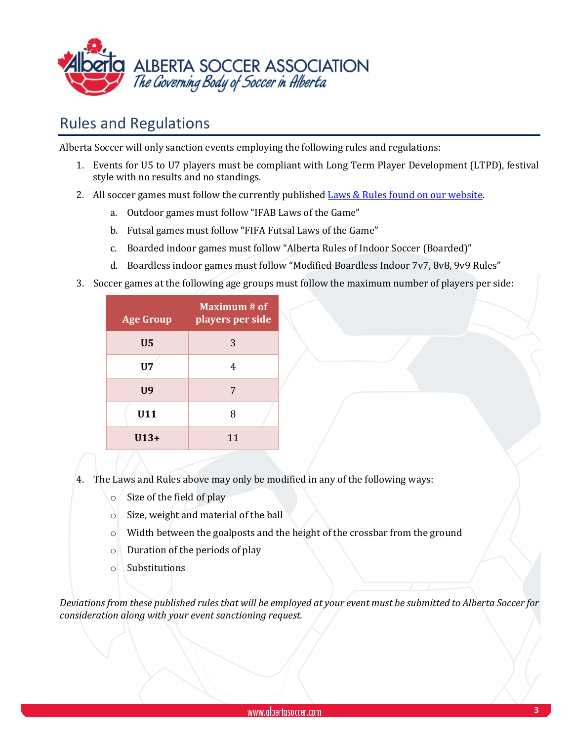## Rules and Regulations

Alberta Soccer will only sanction events employing the following rules and regulations:

1. Events for U5 to U7 players must be compliant with Long Term Player Development (LTPD), festival style with no results and no standings.
2. All soccer games must follow the currently published [Laws & Rules found on our website](#).
   a. Outdoor games must follow "IFAB Laws of the Game"
   b. Futsal games must follow "FIFA Futsal Laws of the Game"
   c. Boarded indoor games must follow "Alberta Rules of Indoor Soccer (Boarded)"
   d. Boardless indoor games must follow "Modified Boardless Indoor 7v7, 8v8, 9v9 Rules"
3. Soccer games at the following age groups must follow the maximum number of players per side:

| Age Group | Maximum # of players per side |
|---|---|
| **U5** | 3 |
| **U7** | 4 |
| **U9** | 7 |
| **U11** | 8 |
| **U13+** | 11 |

4. The Laws and Rules above may only be modified in any of the following ways:
   - Size of the field of play
   - Size, weight and material of the ball
   - Width between the goalposts and the height of the crossbar from the ground
   - Duration of the periods of play
   - Substitutions

*Deviations from these published rules that will be employed at your event must be submitted to Alberta Soccer for consideration along with your event sanctioning request.*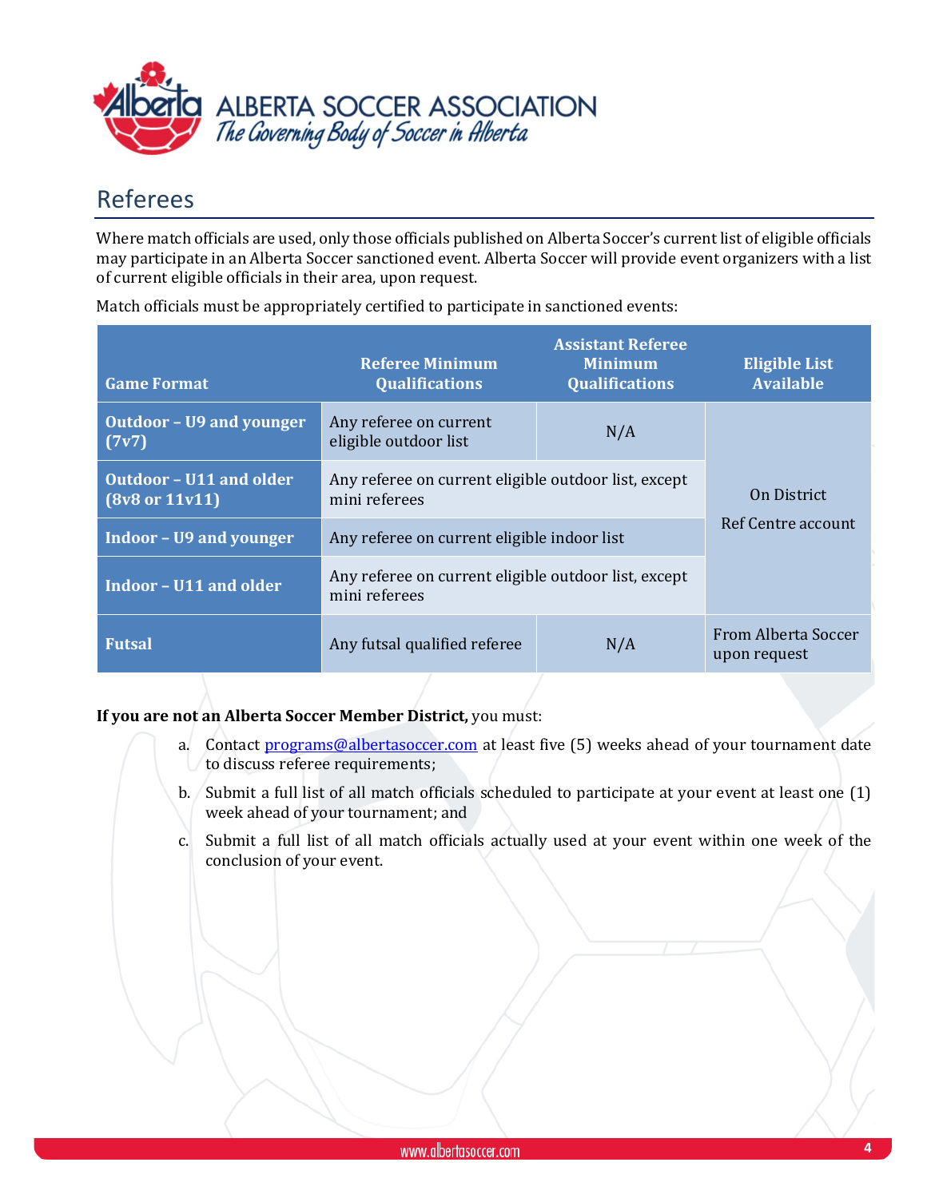## Referees

Where match officials are used, only those officials published on Alberta Soccer's current list of eligible officials may participate in an Alberta Soccer sanctioned event. Alberta Soccer will provide event organizers with a list of current eligible officials in their area, upon request.

Match officials must be appropriately certified to participate in sanctioned events:

| Game Format | Referee Minimum Qualifications | Assistant Referee Minimum Qualifications | Eligible List Available |
|---|---|---|---|
| Outdoor – U9 and younger (7v7) | Any referee on current eligible outdoor list | N/A | On District Ref Centre account |
| Outdoor – U11 and older (8v8 or 11v11) | Any referee on current eligible outdoor list, except mini referees | | On District Ref Centre account |
| Indoor – U9 and younger | Any referee on current eligible indoor list | | On District Ref Centre account |
| Indoor – U11 and older | Any referee on current eligible outdoor list, except mini referees | | On District Ref Centre account |
| Futsal | Any futsal qualified referee | N/A | From Alberta Soccer upon request |

**If you are not an Alberta Soccer Member District,** you must:

a. Contact programs@albertasoccer.com at least five (5) weeks ahead of your tournament date to discuss referee requirements;

b. Submit a full list of all match officials scheduled to participate at your event at least one (1) week ahead of your tournament; and

c. Submit a full list of all match officials actually used at your event within one week of the conclusion of your event.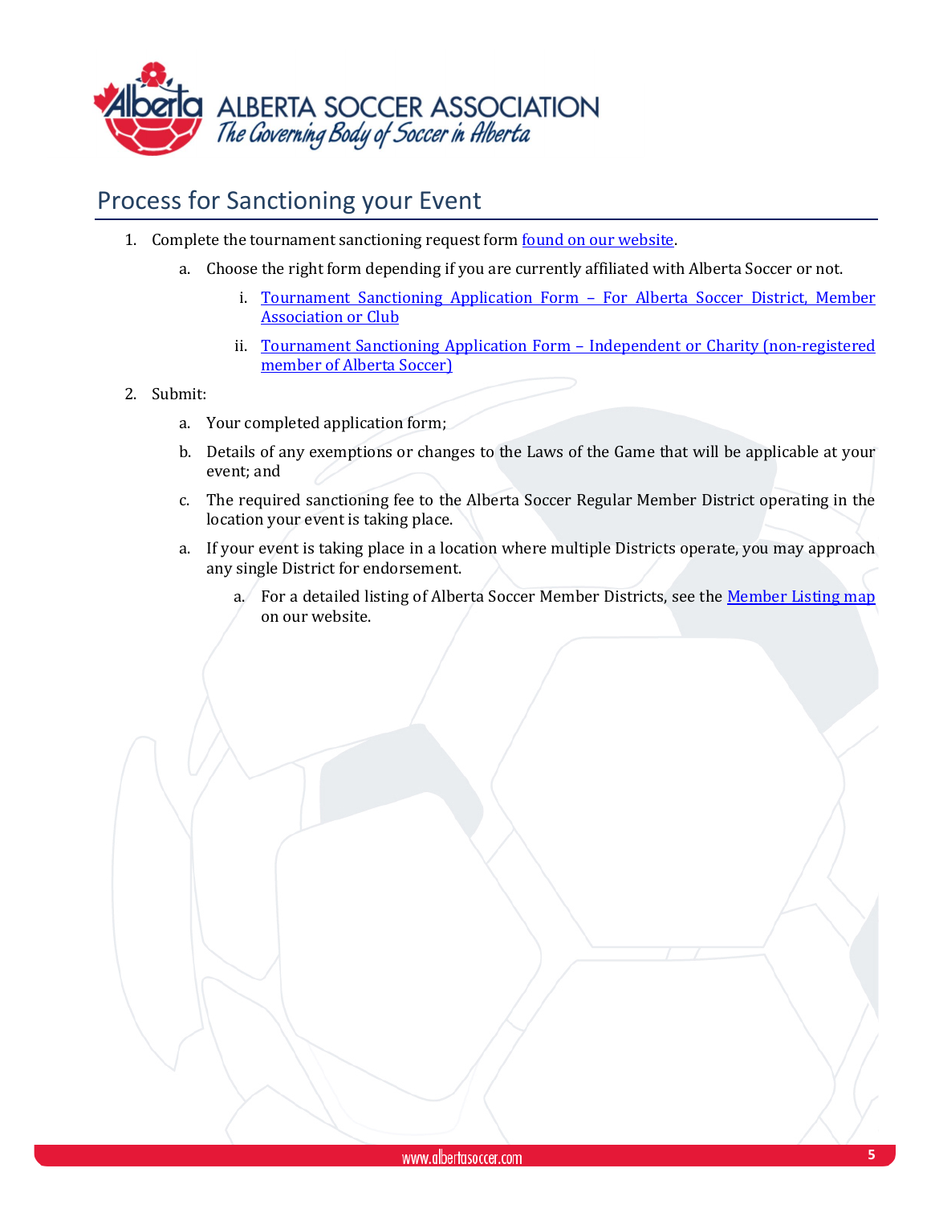# Process for Sanctioning your Event

1. Complete the tournament sanctioning request form found on our website.
   a. Choose the right form depending if you are currently affiliated with Alberta Soccer or not.
      i. Tournament Sanctioning Application Form – For Alberta Soccer District, Member Association or Club
      ii. Tournament Sanctioning Application Form – Independent or Charity (non-registered member of Alberta Soccer)
2. Submit:
   a. Your completed application form;
   b. Details of any exemptions or changes to the Laws of the Game that will be applicable at your event; and
   c. The required sanctioning fee to the Alberta Soccer Regular Member District operating in the location your event is taking place.
   a. If your event is taking place in a location where multiple Districts operate, you may approach any single District for endorsement.
      a. For a detailed listing of Alberta Soccer Member Districts, see the Member Listing map on our website.